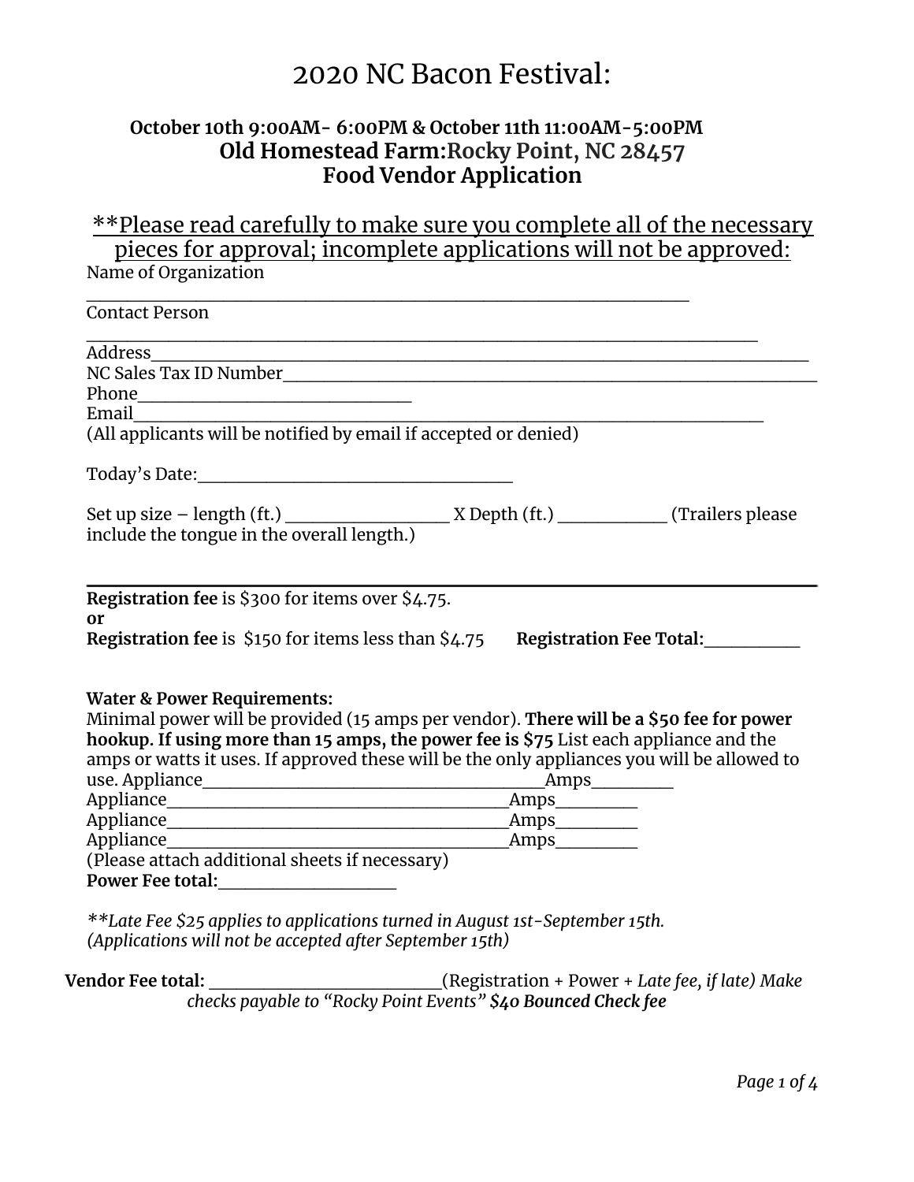# 2020 NC Bacon Festival:

**October 10th 9:00AM- 6:00PM & October 11th 11:00AM-5:00PM**
**Old Homestead Farm:Rocky Point, NC 28457**
**Food Vendor Application**

<u>**Please read carefully to make sure you complete all of the necessary pieces for approval; incomplete applications will not be approved:</u>

Name of Organization
_______________________________________________________________

Contact Person
_______________________________________________________________

Address_______________________________________________________________

NC Sales Tax ID Number_______________________________________________

Phone____________________________

Email_______________________________________________________________

(All applicants will be notified by email if accepted or denied)

Today's Date:________________________________

Set up size – length (ft.) _________________ X Depth (ft.) ___________ (Trailers please include the tongue in the overall length.)

---

**Registration fee** is $300 for items over $4.75.
**or**
**Registration fee** is $150 for items less than $4.75 **Registration Fee Total:**__________

**Water & Power Requirements:**
Minimal power will be provided (15 amps per vendor). **There will be a $50 fee for power hookup. If using more than 15 amps, the power fee is $75** List each appliance and the amps or watts it uses. If approved these will be the only appliances you will be allowed to use. Appliance___________________________________Amps________

Appliance___________________________________Amps________

Appliance___________________________________Amps________

Appliance___________________________________Amps________

(Please attach additional sheets if necessary)

**Power Fee total:**__________________

*\*\*Late Fee $25 applies to applications turned in August 1st-September 15th. (Applications will not be accepted after September 15th)*

**Vendor Fee total:** _______________________(Registration + Power + *Late fee, if late) Make checks payable to "Rocky Point Events"* ***$40 Bounced Check fee***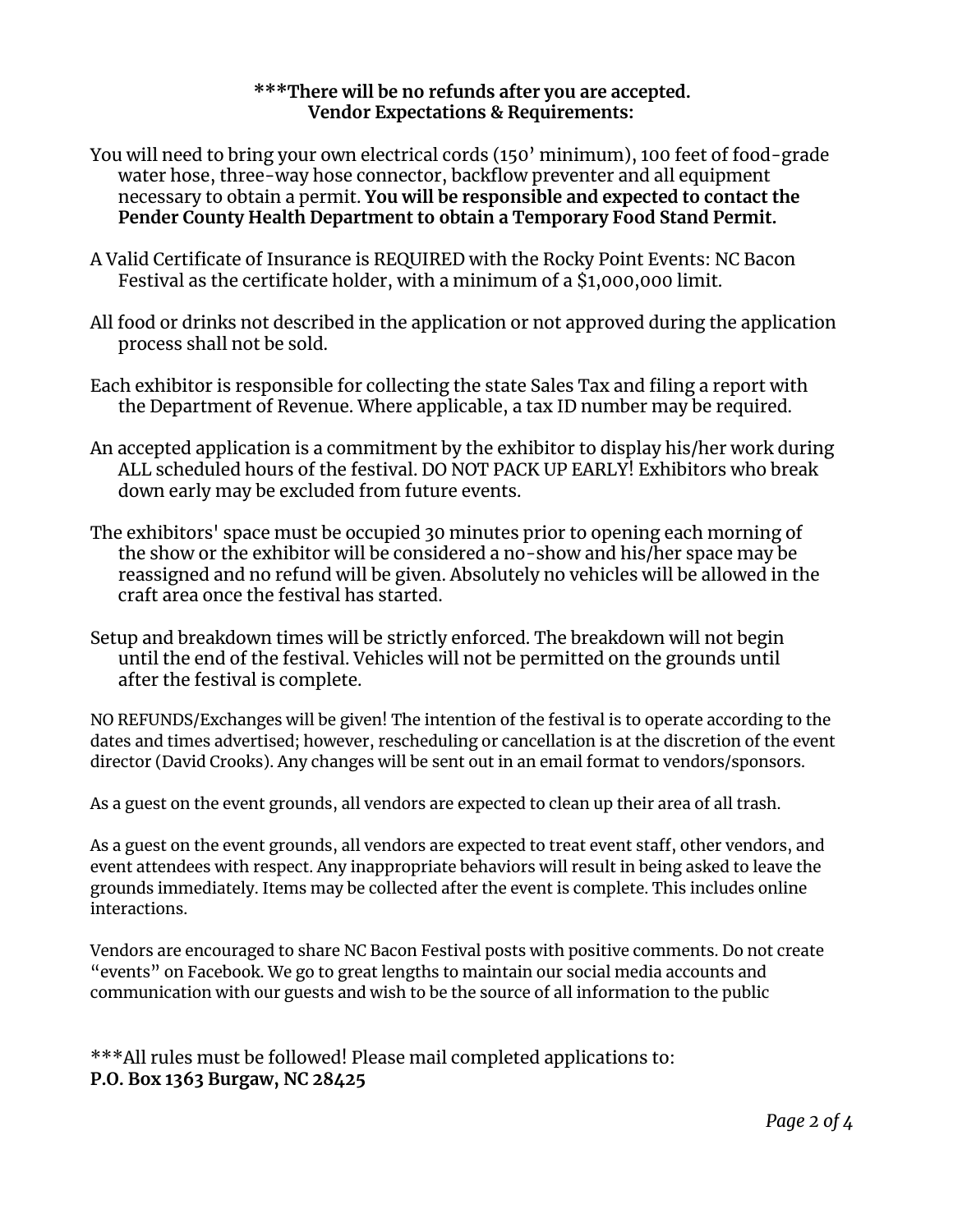**\*\*\*There will be no refunds after you are accepted.**
**Vendor Expectations & Requirements:**

You will need to bring your own electrical cords (150’ minimum), 100 feet of food-grade water hose, three-way hose connector, backflow preventer and all equipment necessary to obtain a permit. **You will be responsible and expected to contact the Pender County Health Department to obtain a Temporary Food Stand Permit.**

A Valid Certificate of Insurance is REQUIRED with the Rocky Point Events: NC Bacon Festival as the certificate holder, with a minimum of a $1,000,000 limit.

All food or drinks not described in the application or not approved during the application process shall not be sold.

Each exhibitor is responsible for collecting the state Sales Tax and filing a report with the Department of Revenue. Where applicable, a tax ID number may be required.

An accepted application is a commitment by the exhibitor to display his/her work during ALL scheduled hours of the festival. DO NOT PACK UP EARLY! Exhibitors who break down early may be excluded from future events.

The exhibitors' space must be occupied 30 minutes prior to opening each morning of the show or the exhibitor will be considered a no-show and his/her space may be reassigned and no refund will be given. Absolutely no vehicles will be allowed in the craft area once the festival has started.

Setup and breakdown times will be strictly enforced. The breakdown will not begin until the end of the festival. Vehicles will not be permitted on the grounds until after the festival is complete.

NO REFUNDS/Exchanges will be given! The intention of the festival is to operate according to the dates and times advertised; however, rescheduling or cancellation is at the discretion of the event director (David Crooks). Any changes will be sent out in an email format to vendors/sponsors.

As a guest on the event grounds, all vendors are expected to clean up their area of all trash.

As a guest on the event grounds, all vendors are expected to treat event staff, other vendors, and event attendees with respect. Any inappropriate behaviors will result in being asked to leave the grounds immediately. Items may be collected after the event is complete. This includes online interactions.

Vendors are encouraged to share NC Bacon Festival posts with positive comments. Do not create “events” on Facebook. We go to great lengths to maintain our social media accounts and communication with our guests and wish to be the source of all information to the public

\*\*\*All rules must be followed! Please mail completed applications to:
**P.O. Box 1363 Burgaw, NC 28425**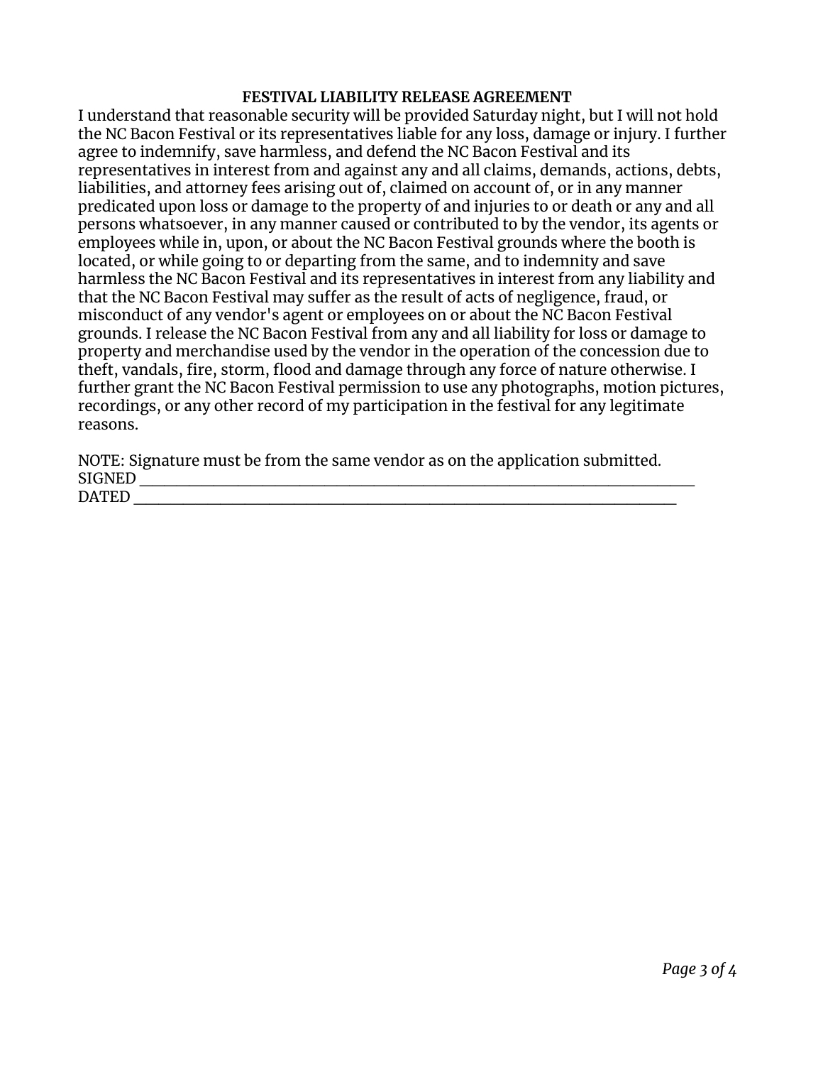**FESTIVAL LIABILITY RELEASE AGREEMENT**

I understand that reasonable security will be provided Saturday night, but I will not hold the NC Bacon Festival or its representatives liable for any loss, damage or injury. I further agree to indemnify, save harmless, and defend the NC Bacon Festival and its representatives in interest from and against any and all claims, demands, actions, debts, liabilities, and attorney fees arising out of, claimed on account of, or in any manner predicated upon loss or damage to the property of and injuries to or death or any and all persons whatsoever, in any manner caused or contributed to by the vendor, its agents or employees while in, upon, or about the NC Bacon Festival grounds where the booth is located, or while going to or departing from the same, and to indemnity and save harmless the NC Bacon Festival and its representatives in interest from any liability and that the NC Bacon Festival may suffer as the result of acts of negligence, fraud, or misconduct of any vendor's agent or employees on or about the NC Bacon Festival grounds. I release the NC Bacon Festival from any and all liability for loss or damage to property and merchandise used by the vendor in the operation of the concession due to theft, vandals, fire, storm, flood and damage through any force of nature otherwise. I further grant the NC Bacon Festival permission to use any photographs, motion pictures, recordings, or any other record of my participation in the festival for any legitimate reasons.

NOTE: Signature must be from the same vendor as on the application submitted.
SIGNED ______________________________________________________________________
DATED ______________________________________________________________________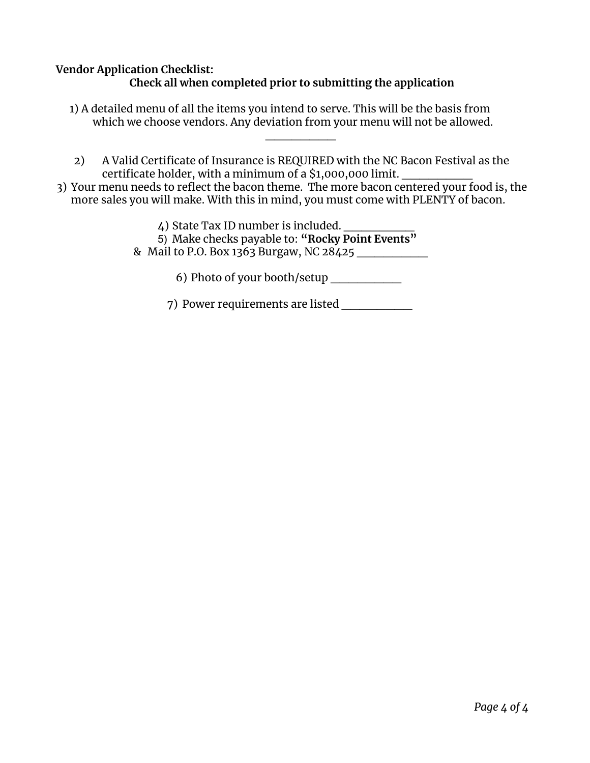**Vendor Application Checklist:**

**Check all when completed prior to submitting the application**

1) A detailed menu of all the items you intend to serve. This will be the basis from which we choose vendors. Any deviation from your menu will not be allowed. ____________

2) A Valid Certificate of Insurance is REQUIRED with the NC Bacon Festival as the certificate holder, with a minimum of a $1,000,000 limit. ____________

3) Your menu needs to reflect the bacon theme. The more bacon centered your food is, the more sales you will make. With this in mind, you must come with PLENTY of bacon.

4) State Tax ID number is included. ____________

5) Make checks payable to: **"Rocky Point Events"** & Mail to P.O. Box 1363 Burgaw, NC 28425 ____________

6) Photo of your booth/setup ____________

7) Power requirements are listed ____________